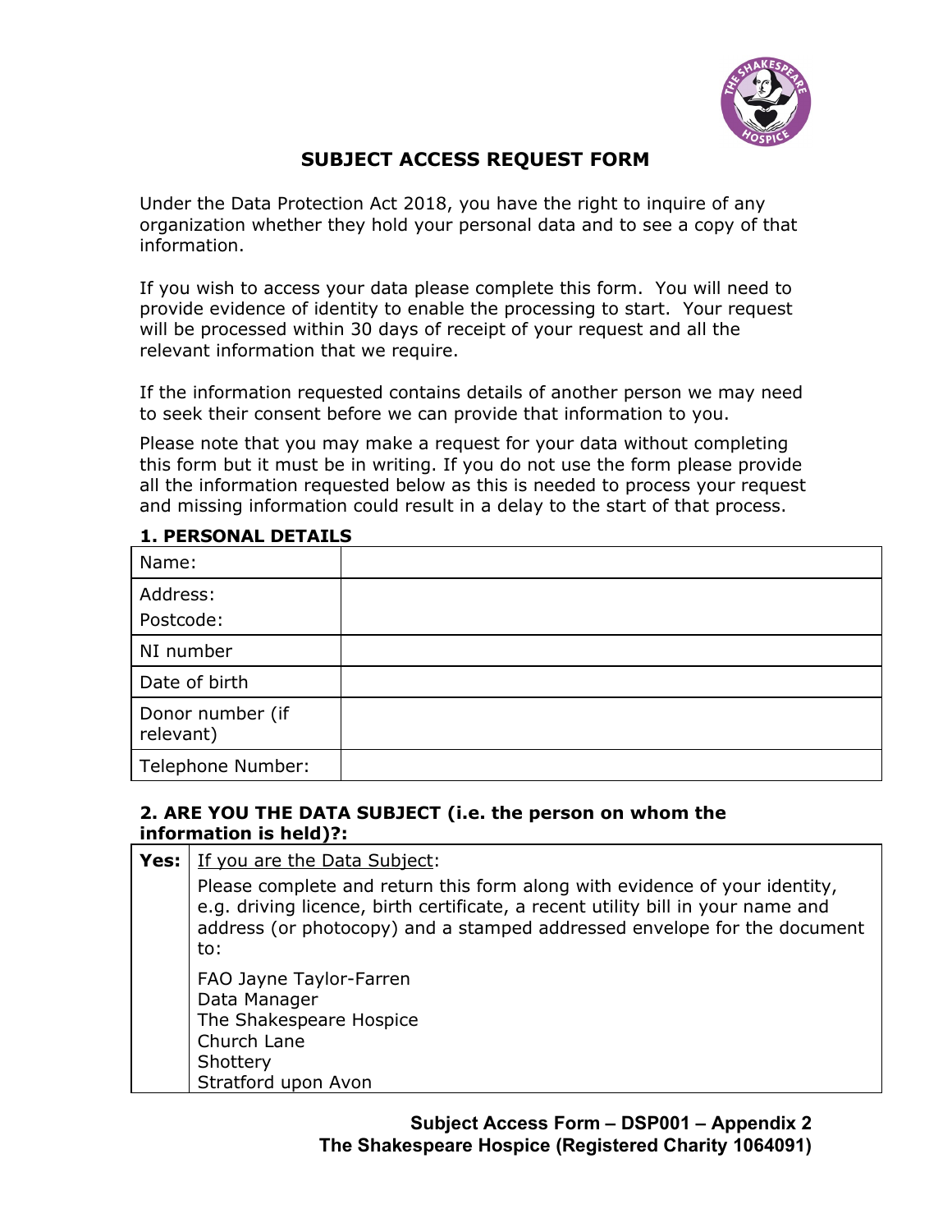# SUBJECT ACCESS REQUEST FORM

Under the Data Protection Act 2018, you have the right to inquire of any organization whether they hold your personal data and to see a copy of that information.

If you wish to access your data please complete this form. You will need to provide evidence of identity to enable the processing to start. Your request will be processed within 30 days of receipt of your request and all the relevant information that we require.

If the information requested contains details of another person we may need to seek their consent before we can provide that information to you.

Please note that you may make a request for your data without completing this form but it must be in writing. If you do not use the form please provide all the information requested below as this is needed to process your request and missing information could result in a delay to the start of that process.

## 1. PERSONAL DETAILS

| | |
|---|---|
| Name: | |
| Address:<br>Postcode: | |
| NI number | |
| Date of birth | |
| Donor number (if relevant) | |
| Telephone Number: | |

## 2. ARE YOU THE DATA SUBJECT (i.e. the person on whom the information is held)?:

| | |
|---|---|
| **Yes:** | <u>If you are the Data Subject</u>:<br>Please complete and return this form along with evidence of your identity, e.g. driving licence, birth certificate, a recent utility bill in your name and address (or photocopy) and a stamped addressed envelope for the document to:<br>FAO Jayne Taylor-Farren<br>Data Manager<br>The Shakespeare Hospice<br>Church Lane<br>Shottery<br>Stratford upon Avon |

**Subject Access Form – DSP001 – Appendix 2**
**The Shakespeare Hospice (Registered Charity 1064091)**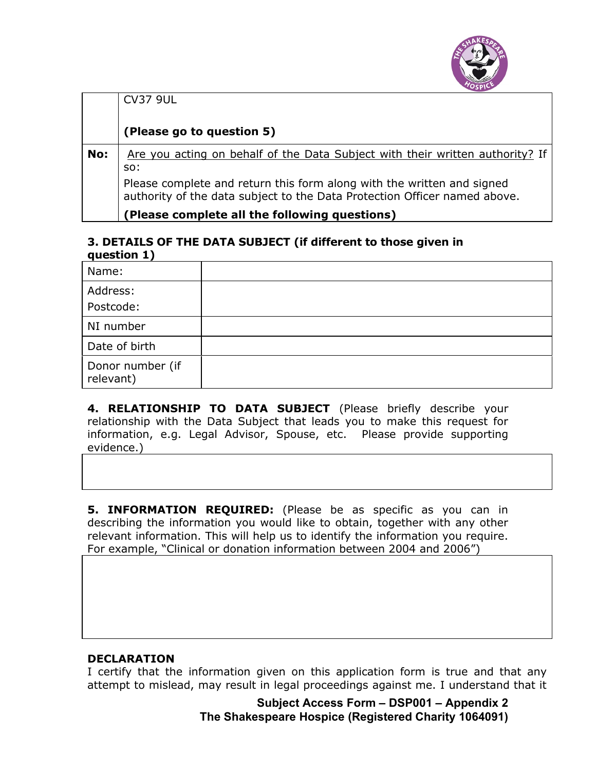|  | CV37 9UL<br><br>**(Please go to question 5)** |
|---|---|
| **No:** | Are you acting on behalf of the Data Subject with their written authority? If so:<br>Please complete and return this form along with the written and signed authority of the data subject to the Data Protection Officer named above.<br>**(Please complete all the following questions)** |

### 3. DETAILS OF THE DATA SUBJECT (if different to those given in question 1)

| Name: | |
|---|---|
| Address:<br>Postcode: | |
| NI number | |
| Date of birth | |
| Donor number (if relevant) | |

**4. RELATIONSHIP TO DATA SUBJECT** (Please briefly describe your relationship with the Data Subject that leads you to make this request for information, e.g. Legal Advisor, Spouse, etc. Please provide supporting evidence.)

| |
|---|
| |

**5. INFORMATION REQUIRED:** (Please be as specific as you can in describing the information you would like to obtain, together with any other relevant information. This will help us to identify the information you require. For example, "Clinical or donation information between 2004 and 2006")

| |
|---|
| |

**DECLARATION**

I certify that the information given on this application form is true and that any attempt to mislead, may result in legal proceedings against me. I understand that it

**Subject Access Form – DSP001 – Appendix 2**
**The Shakespeare Hospice (Registered Charity 1064091)**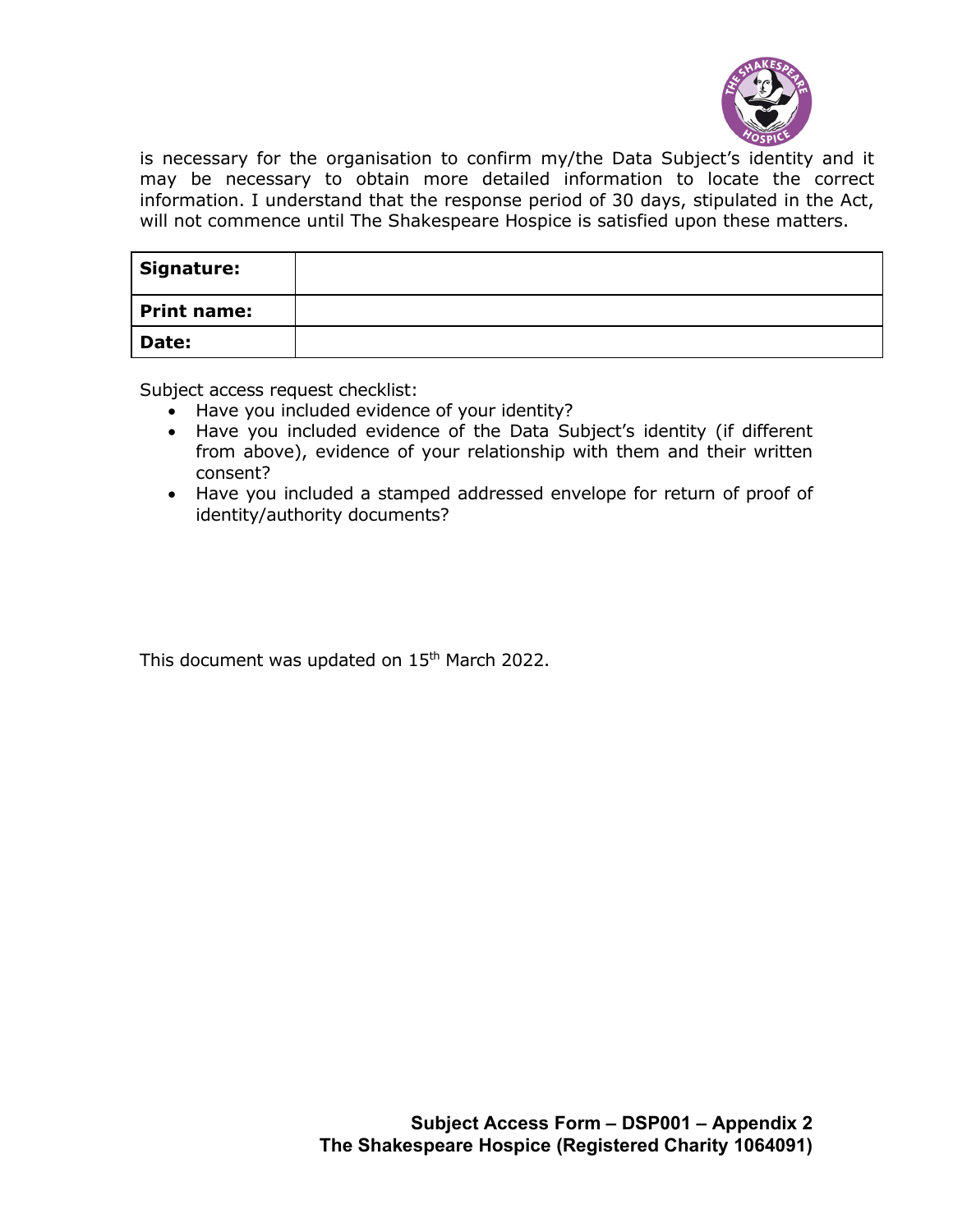is necessary for the organisation to confirm my/the Data Subject's identity and it may be necessary to obtain more detailed information to locate the correct information. I understand that the response period of 30 days, stipulated in the Act, will not commence until The Shakespeare Hospice is satisfied upon these matters.

| | |
|---|---|
| **Signature:** | |
| **Print name:** | |
| **Date:** | |

Subject access request checklist:

- Have you included evidence of your identity?
- Have you included evidence of the Data Subject's identity (if different from above), evidence of your relationship with them and their written consent?
- Have you included a stamped addressed envelope for return of proof of identity/authority documents?

This document was updated on 15th March 2022.

**Subject Access Form – DSP001 – Appendix 2**
**The Shakespeare Hospice (Registered Charity 1064091)**